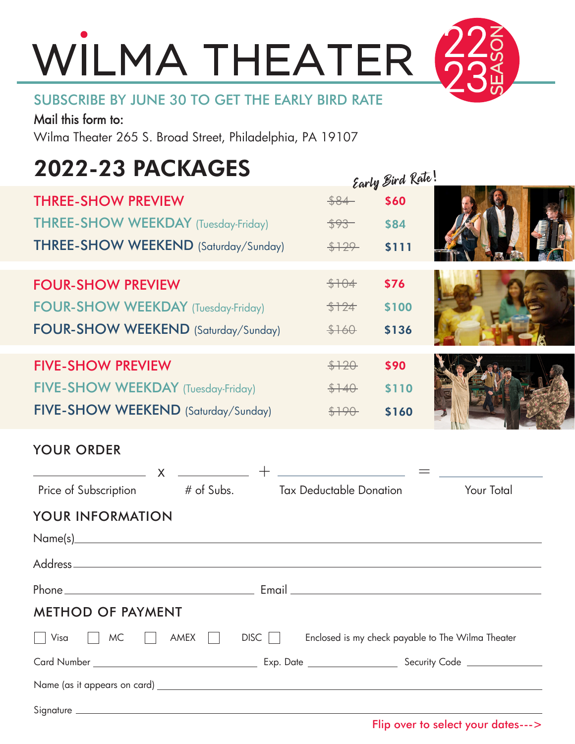# WILMA THEATER

22 23 SEASON

SUBSCRIBE BY JUNE 30 TO GET THE EARLY BIRD RATE

Mail this form to:

Wilma Theater 265 S. Broad Street, Philadelphia, PA 19107

## 2022-23 PACKAGES

| Package | Regular | Early Bird Rate! |
|---|---|---|
| THREE-SHOW PREVIEW | ~~$84~~ | $60 |
| THREE-SHOW WEEKDAY (Tuesday-Friday) | ~~$93~~ | $84 |
| THREE-SHOW WEEKEND (Saturday/Sunday) | ~~$129~~ | $111 |
| FOUR-SHOW PREVIEW | ~~$104~~ | $76 |
| FOUR-SHOW WEEKDAY (Tuesday-Friday) | ~~$124~~ | $100 |
| FOUR-SHOW WEEKEND (Saturday/Sunday) | ~~$160~~ | $136 |
| FIVE-SHOW PREVIEW | ~~$120~~ | $90 |
| FIVE-SHOW WEEKDAY (Tuesday-Friday) | ~~$140~~ | $110 |
| FIVE-SHOW WEEKEND (Saturday/Sunday) | ~~$190~~ | $160 |

### YOUR ORDER

\_\_\_\_\_\_\_\_\_\_ x \_\_\_\_\_\_\_\_\_\_ + \_\_\_\_\_\_\_\_\_\_ = \_\_\_\_\_\_\_\_\_\_

Price of Subscription x # of Subs. + Tax Deductable Donation = Your Total

### YOUR INFORMATION

Name(s) \_\_\_\_\_\_\_\_\_\_\_\_\_\_\_\_\_\_\_\_

Address \_\_\_\_\_\_\_\_\_\_\_\_\_\_\_\_\_\_\_\_

Phone \_\_\_\_\_\_\_\_\_\_ Email \_\_\_\_\_\_\_\_\_\_

### METHOD OF PAYMENT

☐ Visa ☐ MC ☐ AMEX ☐ DISC ☐ Enclosed is my check payable to The Wilma Theater

Card Number \_\_\_\_\_\_\_\_\_\_ Exp. Date \_\_\_\_\_\_\_\_\_\_ Security Code \_\_\_\_\_\_\_\_\_\_

Name (as it appears on card) \_\_\_\_\_\_\_\_\_\_\_\_\_\_\_\_\_\_\_\_

Signature \_\_\_\_\_\_\_\_\_\_\_\_\_\_\_\_\_\_\_\_

Flip over to select your dates--->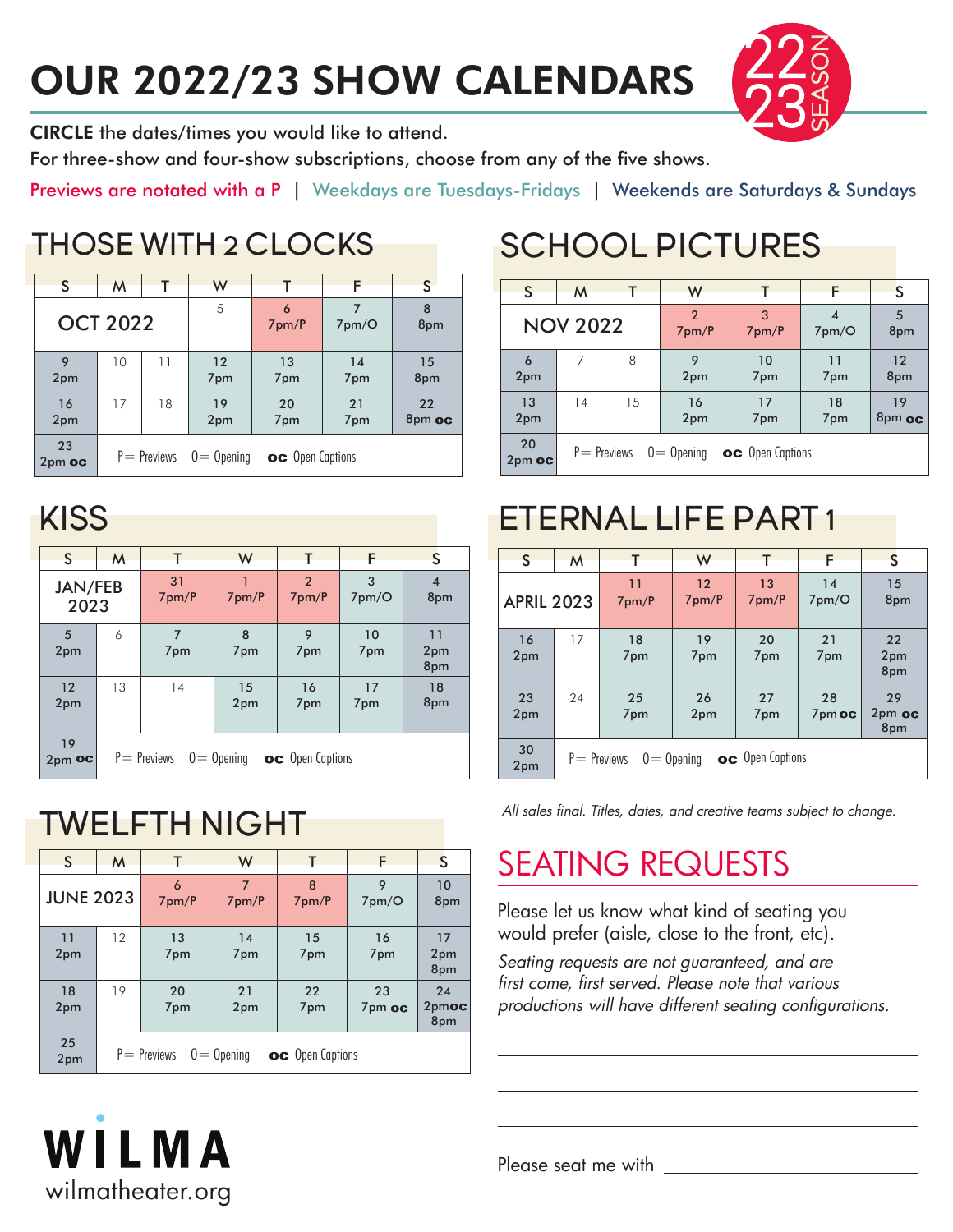# OUR 2022/23 SHOW CALENDARS

22 23 SEASON

**CIRCLE** the dates/times you would like to attend.

For three-show and four-show subscriptions, choose from any of the five shows.

Previews are notated with a P | Weekdays are Tuesdays-Fridays | Weekends are Saturdays & Sundays

## THOSE WITH 2 CLOCKS

| S | M | T | W | T | F | S |
|---|---|---|---|---|---|---|
| OCT 2022 | | | 5 | 6 7pm/P | 7 7pm/O | 8 8pm |
| 9 2pm | 10 | 11 | 12 7pm | 13 7pm | 14 7pm | 15 8pm |
| 16 2pm | 17 | 18 | 19 2pm | 20 7pm | 21 7pm | 22 8pm OC |
| 23 2pm OC | P= Previews | O= Opening | OC Open Captions | | | |

## SCHOOL PICTURES

| S | M | T | W | T | F | S |
|---|---|---|---|---|---|---|
| NOV 2022 | | | 2 7pm/P | 3 7pm/P | 4 7pm/O | 5 8pm |
| 6 2pm | 7 | 8 | 9 2pm | 10 7pm | 11 7pm | 12 8pm |
| 13 2pm | 14 | 15 | 16 2pm | 17 7pm | 18 7pm | 19 8pm OC |
| 20 2pm OC | P= Previews | O= Opening | OC Open Captions | | | |

## KISS

| S | M | T | W | T | F | S |
|---|---|---|---|---|---|---|
| JAN/FEB 2023 | | 31 7pm/P | 1 7pm/P | 2 7pm/P | 3 7pm/O | 4 8pm |
| 5 2pm | 6 | 7 7pm | 8 7pm | 9 7pm | 10 7pm | 11 2pm 8pm |
| 12 2pm | 13 | 14 | 15 2pm | 16 7pm | 17 7pm | 18 8pm |
| 19 2pm OC | P= Previews | O= Opening | OC Open Captions | | | |

## ETERNAL LIFE PART 1

| S | M | T | W | T | F | S |
|---|---|---|---|---|---|---|
| APRIL 2023 | | 11 7pm/P | 12 7pm/P | 13 7pm/P | 14 7pm/O | 15 8pm |
| 16 2pm | 17 | 18 7pm | 19 7pm | 20 7pm | 21 7pm | 22 2pm 8pm |
| 23 2pm | 24 | 25 7pm | 26 2pm | 27 7pm | 28 7pm OC | 29 2pm OC 8pm |
| 30 2pm | P= Previews | O= Opening | OC Open Captions | | | |

*All sales final. Titles, dates, and creative teams subject to change.*

## TWELFTH NIGHT

| S | M | T | W | T | F | S |
|---|---|---|---|---|---|---|
| JUNE 2023 | | 6 7pm/P | 7 7pm/P | 8 7pm/P | 9 7pm/O | 10 8pm |
| 11 2pm | 12 | 13 7pm | 14 7pm | 15 7pm | 16 7pm | 17 2pm 8pm |
| 18 2pm | 19 | 20 7pm | 21 2pm | 22 7pm | 23 7pm OC | 24 2pm OC 8pm |
| 25 2pm | P= Previews | O= Opening | OC Open Captions | | | |

## SEATING REQUESTS

Please let us know what kind of seating you would prefer (aisle, close to the front, etc).

*Seating requests are not guaranteed, and are first come, first served. Please note that various productions will have different seating configurations.*

\_\_\_\_\_\_\_\_\_\_\_\_\_\_\_\_\_\_\_\_\_\_\_\_\_\_\_\_\_\_

\_\_\_\_\_\_\_\_\_\_\_\_\_\_\_\_\_\_\_\_\_\_\_\_\_\_\_\_\_\_

\_\_\_\_\_\_\_\_\_\_\_\_\_\_\_\_\_\_\_\_\_\_\_\_\_\_\_\_\_\_

Please seat me with \_\_\_\_\_\_\_\_\_\_\_\_\_\_\_\_\_\_\_\_

WILMA

wilmatheater.org